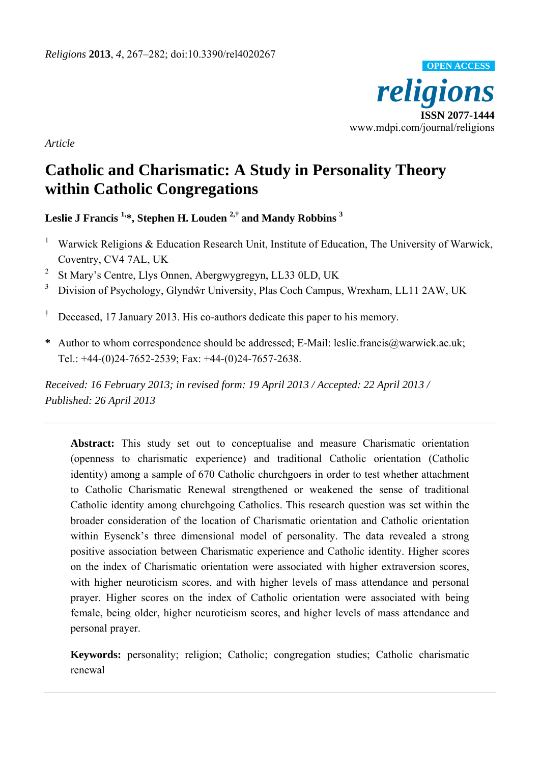*Article*

# Catholic and Charismatic: A Study in Personality Theory within Catholic Congregations

**Leslie J Francis [1,*], Stephen H. Louden [2,†] and Mandy Robbins [3]**

1. Warwick Religions & Education Research Unit, Institute of Education, The University of Warwick, Coventry, CV4 7AL, UK
2. St Mary's Centre, Llys Onnen, Abergwygregyn, LL33 0LD, UK
3. Division of Psychology, Glyndŵr University, Plas Coch Campus, Wrexham, LL11 2AW, UK

† Deceased, 17 January 2013. His co-authors dedicate this paper to his memory.

**\*** Author to whom correspondence should be addressed; E-Mail: leslie.francis@warwick.ac.uk; Tel.: +44-(0)24-7652-2539; Fax: +44-(0)24-7657-2638.

*Received: 16 February 2013; in revised form: 19 April 2013 / Accepted: 22 April 2013 / Published: 26 April 2013*

---

**Abstract:** This study set out to conceptualise and measure Charismatic orientation (openness to charismatic experience) and traditional Catholic orientation (Catholic identity) among a sample of 670 Catholic churchgoers in order to test whether attachment to Catholic Charismatic Renewal strengthened or weakened the sense of traditional Catholic identity among churchgoing Catholics. This research question was set within the broader consideration of the location of Charismatic orientation and Catholic orientation within Eysenck's three dimensional model of personality. The data revealed a strong positive association between Charismatic experience and Catholic identity. Higher scores on the index of Charismatic orientation were associated with higher extraversion scores, with higher neuroticism scores, and with higher levels of mass attendance and personal prayer. Higher scores on the index of Catholic orientation were associated with being female, being older, higher neuroticism scores, and higher levels of mass attendance and personal prayer.

**Keywords:** personality; religion; Catholic; congregation studies; Catholic charismatic renewal

---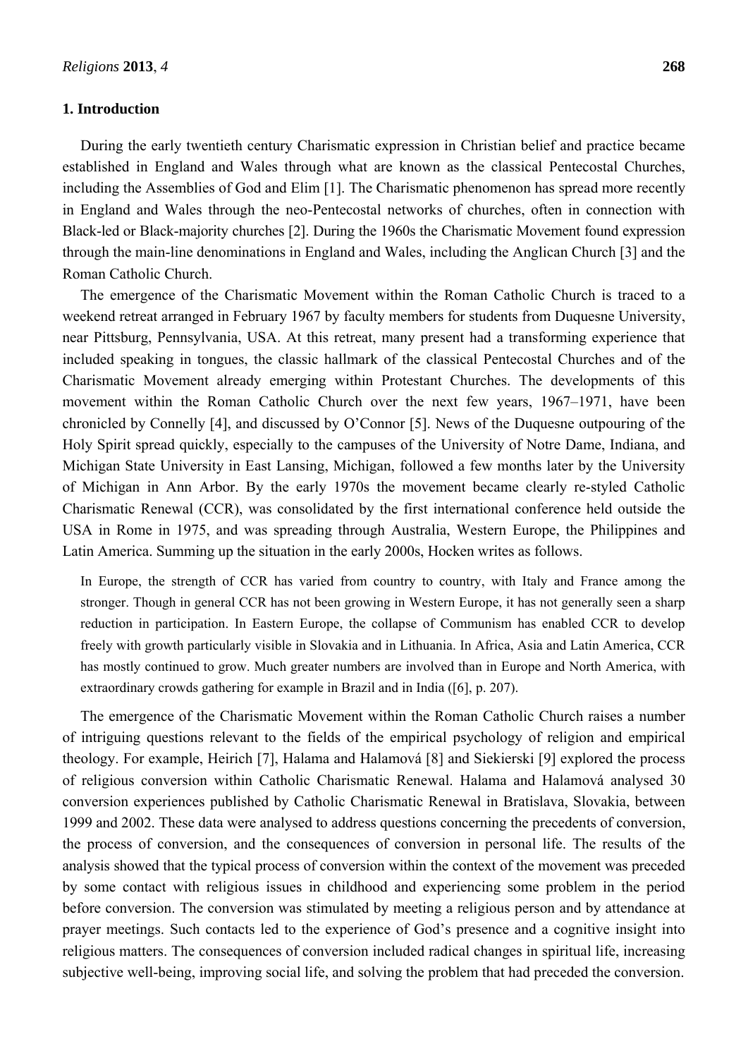## 1. Introduction

During the early twentieth century Charismatic expression in Christian belief and practice became established in England and Wales through what are known as the classical Pentecostal Churches, including the Assemblies of God and Elim [1]. The Charismatic phenomenon has spread more recently in England and Wales through the neo-Pentecostal networks of churches, often in connection with Black-led or Black-majority churches [2]. During the 1960s the Charismatic Movement found expression through the main-line denominations in England and Wales, including the Anglican Church [3] and the Roman Catholic Church.

The emergence of the Charismatic Movement within the Roman Catholic Church is traced to a weekend retreat arranged in February 1967 by faculty members for students from Duquesne University, near Pittsburg, Pennsylvania, USA. At this retreat, many present had a transforming experience that included speaking in tongues, the classic hallmark of the classical Pentecostal Churches and of the Charismatic Movement already emerging within Protestant Churches. The developments of this movement within the Roman Catholic Church over the next few years, 1967–1971, have been chronicled by Connelly [4], and discussed by O'Connor [5]. News of the Duquesne outpouring of the Holy Spirit spread quickly, especially to the campuses of the University of Notre Dame, Indiana, and Michigan State University in East Lansing, Michigan, followed a few months later by the University of Michigan in Ann Arbor. By the early 1970s the movement became clearly re-styled Catholic Charismatic Renewal (CCR), was consolidated by the first international conference held outside the USA in Rome in 1975, and was spreading through Australia, Western Europe, the Philippines and Latin America. Summing up the situation in the early 2000s, Hocken writes as follows.

> In Europe, the strength of CCR has varied from country to country, with Italy and France among the stronger. Though in general CCR has not been growing in Western Europe, it has not generally seen a sharp reduction in participation. In Eastern Europe, the collapse of Communism has enabled CCR to develop freely with growth particularly visible in Slovakia and in Lithuania. In Africa, Asia and Latin America, CCR has mostly continued to grow. Much greater numbers are involved than in Europe and North America, with extraordinary crowds gathering for example in Brazil and in India ([6], p. 207).

The emergence of the Charismatic Movement within the Roman Catholic Church raises a number of intriguing questions relevant to the fields of the empirical psychology of religion and empirical theology. For example, Heirich [7], Halama and Halamová [8] and Siekierski [9] explored the process of religious conversion within Catholic Charismatic Renewal. Halama and Halamová analysed 30 conversion experiences published by Catholic Charismatic Renewal in Bratislava, Slovakia, between 1999 and 2002. These data were analysed to address questions concerning the precedents of conversion, the process of conversion, and the consequences of conversion in personal life. The results of the analysis showed that the typical process of conversion within the context of the movement was preceded by some contact with religious issues in childhood and experiencing some problem in the period before conversion. The conversion was stimulated by meeting a religious person and by attendance at prayer meetings. Such contacts led to the experience of God's presence and a cognitive insight into religious matters. The consequences of conversion included radical changes in spiritual life, increasing subjective well-being, improving social life, and solving the problem that had preceded the conversion.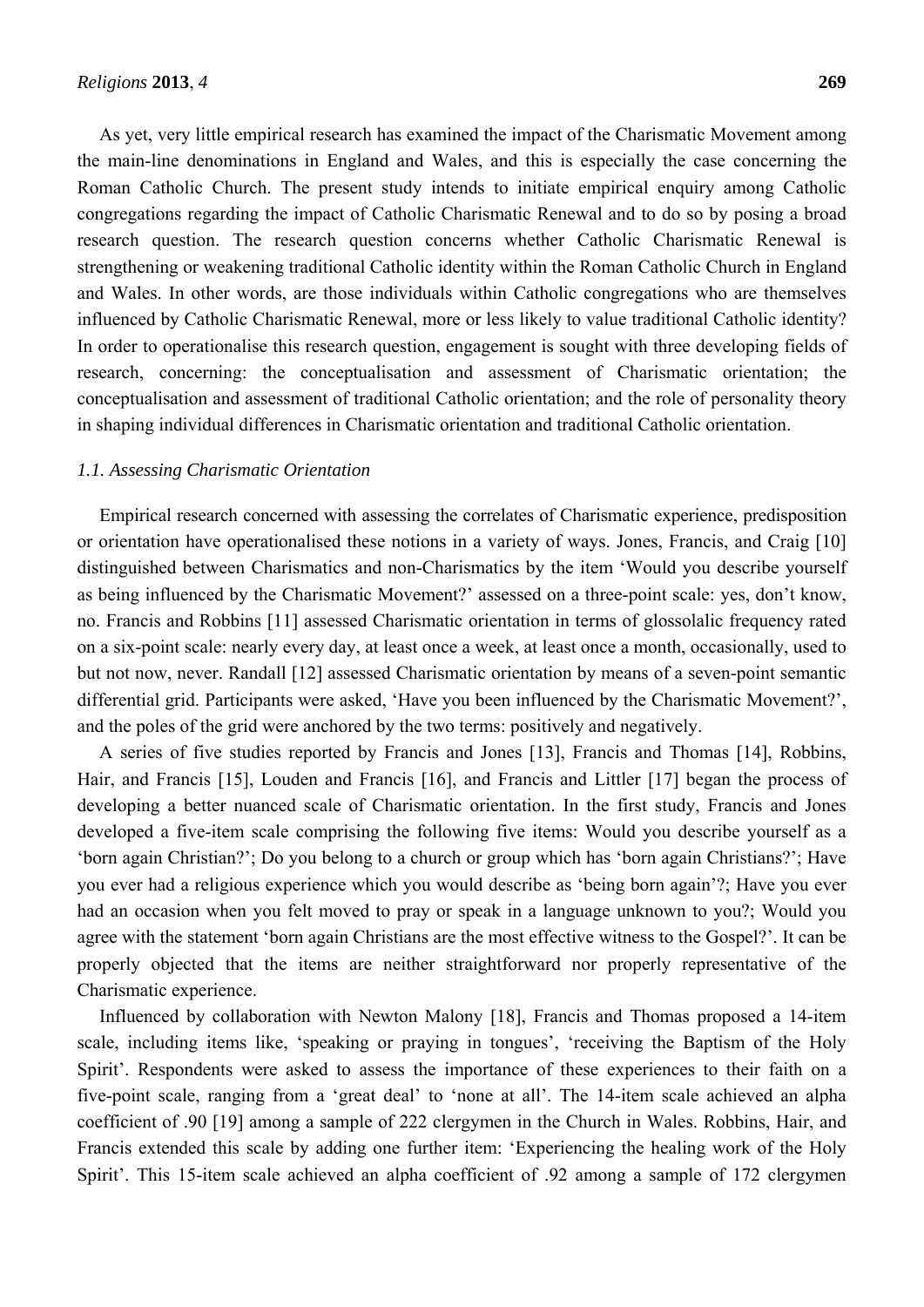As yet, very little empirical research has examined the impact of the Charismatic Movement among the main-line denominations in England and Wales, and this is especially the case concerning the Roman Catholic Church. The present study intends to initiate empirical enquiry among Catholic congregations regarding the impact of Catholic Charismatic Renewal and to do so by posing a broad research question. The research question concerns whether Catholic Charismatic Renewal is strengthening or weakening traditional Catholic identity within the Roman Catholic Church in England and Wales. In other words, are those individuals within Catholic congregations who are themselves influenced by Catholic Charismatic Renewal, more or less likely to value traditional Catholic identity? In order to operationalise this research question, engagement is sought with three developing fields of research, concerning: the conceptualisation and assessment of Charismatic orientation; the conceptualisation and assessment of traditional Catholic orientation; and the role of personality theory in shaping individual differences in Charismatic orientation and traditional Catholic orientation.

### *1.1. Assessing Charismatic Orientation*

Empirical research concerned with assessing the correlates of Charismatic experience, predisposition or orientation have operationalised these notions in a variety of ways. Jones, Francis, and Craig [10] distinguished between Charismatics and non-Charismatics by the item 'Would you describe yourself as being influenced by the Charismatic Movement?' assessed on a three-point scale: yes, don't know, no. Francis and Robbins [11] assessed Charismatic orientation in terms of glossolalic frequency rated on a six-point scale: nearly every day, at least once a week, at least once a month, occasionally, used to but not now, never. Randall [12] assessed Charismatic orientation by means of a seven-point semantic differential grid. Participants were asked, 'Have you been influenced by the Charismatic Movement?', and the poles of the grid were anchored by the two terms: positively and negatively.

A series of five studies reported by Francis and Jones [13], Francis and Thomas [14], Robbins, Hair, and Francis [15], Louden and Francis [16], and Francis and Littler [17] began the process of developing a better nuanced scale of Charismatic orientation. In the first study, Francis and Jones developed a five-item scale comprising the following five items: Would you describe yourself as a 'born again Christian?'; Do you belong to a church or group which has 'born again Christians?'; Have you ever had a religious experience which you would describe as 'being born again'?; Have you ever had an occasion when you felt moved to pray or speak in a language unknown to you?; Would you agree with the statement 'born again Christians are the most effective witness to the Gospel?'. It can be properly objected that the items are neither straightforward nor properly representative of the Charismatic experience.

Influenced by collaboration with Newton Malony [18], Francis and Thomas proposed a 14-item scale, including items like, 'speaking or praying in tongues', 'receiving the Baptism of the Holy Spirit'. Respondents were asked to assess the importance of these experiences to their faith on a five-point scale, ranging from a 'great deal' to 'none at all'. The 14-item scale achieved an alpha coefficient of .90 [19] among a sample of 222 clergymen in the Church in Wales. Robbins, Hair, and Francis extended this scale by adding one further item: 'Experiencing the healing work of the Holy Spirit'. This 15-item scale achieved an alpha coefficient of .92 among a sample of 172 clergymen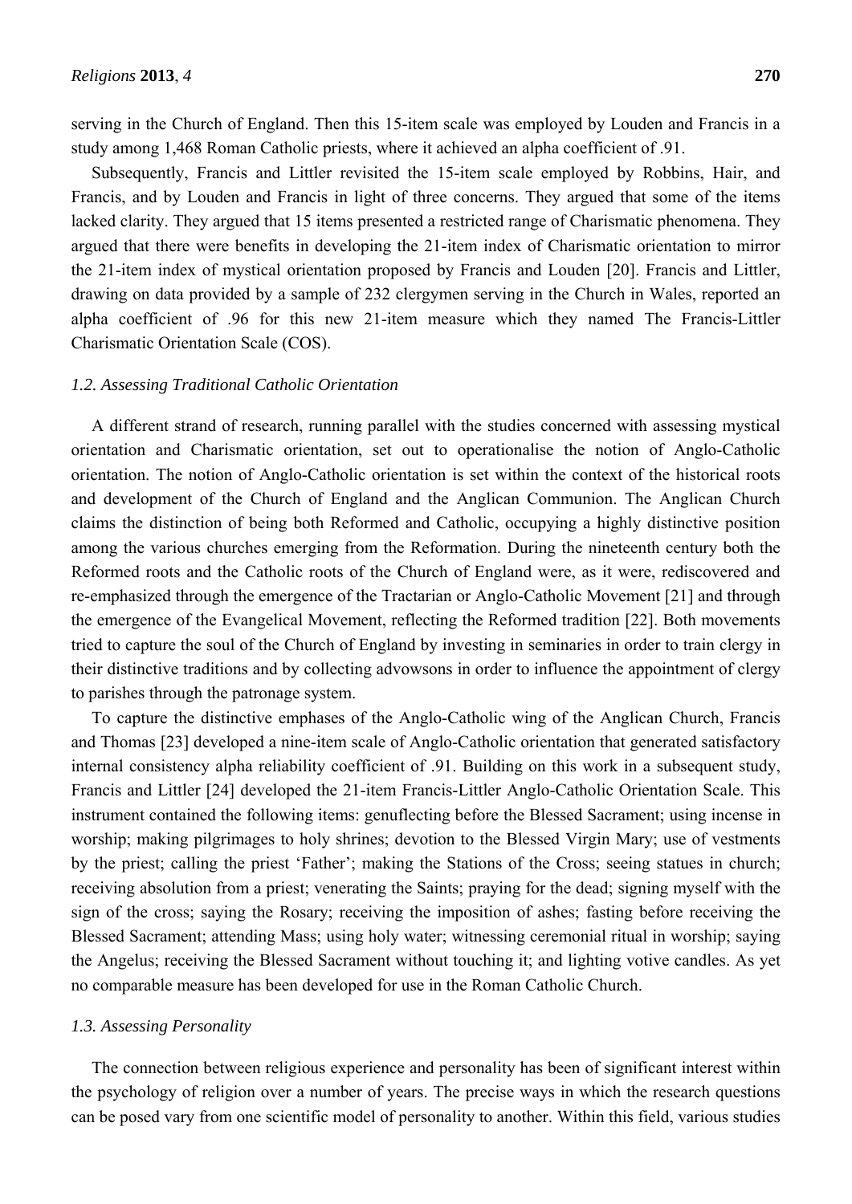serving in the Church of England. Then this 15-item scale was employed by Louden and Francis in a study among 1,468 Roman Catholic priests, where it achieved an alpha coefficient of .91.

Subsequently, Francis and Littler revisited the 15-item scale employed by Robbins, Hair, and Francis, and by Louden and Francis in light of three concerns. They argued that some of the items lacked clarity. They argued that 15 items presented a restricted range of Charismatic phenomena. They argued that there were benefits in developing the 21-item index of Charismatic orientation to mirror the 21-item index of mystical orientation proposed by Francis and Louden [20]. Francis and Littler, drawing on data provided by a sample of 232 clergymen serving in the Church in Wales, reported an alpha coefficient of .96 for this new 21-item measure which they named The Francis-Littler Charismatic Orientation Scale (COS).

### *1.2. Assessing Traditional Catholic Orientation*

A different strand of research, running parallel with the studies concerned with assessing mystical orientation and Charismatic orientation, set out to operationalise the notion of Anglo-Catholic orientation. The notion of Anglo-Catholic orientation is set within the context of the historical roots and development of the Church of England and the Anglican Communion. The Anglican Church claims the distinction of being both Reformed and Catholic, occupying a highly distinctive position among the various churches emerging from the Reformation. During the nineteenth century both the Reformed roots and the Catholic roots of the Church of England were, as it were, rediscovered and re-emphasized through the emergence of the Tractarian or Anglo-Catholic Movement [21] and through the emergence of the Evangelical Movement, reflecting the Reformed tradition [22]. Both movements tried to capture the soul of the Church of England by investing in seminaries in order to train clergy in their distinctive traditions and by collecting advowsons in order to influence the appointment of clergy to parishes through the patronage system.

To capture the distinctive emphases of the Anglo-Catholic wing of the Anglican Church, Francis and Thomas [23] developed a nine-item scale of Anglo-Catholic orientation that generated satisfactory internal consistency alpha reliability coefficient of .91. Building on this work in a subsequent study, Francis and Littler [24] developed the 21-item Francis-Littler Anglo-Catholic Orientation Scale. This instrument contained the following items: genuflecting before the Blessed Sacrament; using incense in worship; making pilgrimages to holy shrines; devotion to the Blessed Virgin Mary; use of vestments by the priest; calling the priest 'Father'; making the Stations of the Cross; seeing statues in church; receiving absolution from a priest; venerating the Saints; praying for the dead; signing myself with the sign of the cross; saying the Rosary; receiving the imposition of ashes; fasting before receiving the Blessed Sacrament; attending Mass; using holy water; witnessing ceremonial ritual in worship; saying the Angelus; receiving the Blessed Sacrament without touching it; and lighting votive candles. As yet no comparable measure has been developed for use in the Roman Catholic Church.

### *1.3. Assessing Personality*

The connection between religious experience and personality has been of significant interest within the psychology of religion over a number of years. The precise ways in which the research questions can be posed vary from one scientific model of personality to another. Within this field, various studies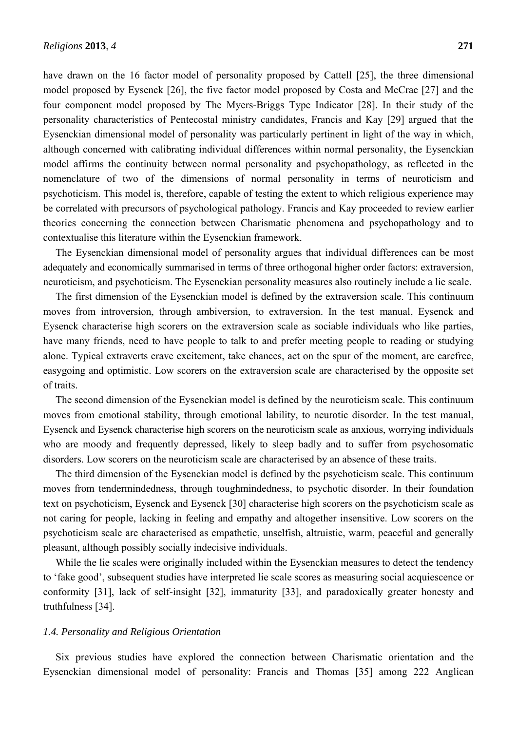have drawn on the 16 factor model of personality proposed by Cattell [25], the three dimensional model proposed by Eysenck [26], the five factor model proposed by Costa and McCrae [27] and the four component model proposed by The Myers-Briggs Type Indicator [28]. In their study of the personality characteristics of Pentecostal ministry candidates, Francis and Kay [29] argued that the Eysenckian dimensional model of personality was particularly pertinent in light of the way in which, although concerned with calibrating individual differences within normal personality, the Eysenckian model affirms the continuity between normal personality and psychopathology, as reflected in the nomenclature of two of the dimensions of normal personality in terms of neuroticism and psychoticism. This model is, therefore, capable of testing the extent to which religious experience may be correlated with precursors of psychological pathology. Francis and Kay proceeded to review earlier theories concerning the connection between Charismatic phenomena and psychopathology and to contextualise this literature within the Eysenckian framework.

The Eysenckian dimensional model of personality argues that individual differences can be most adequately and economically summarised in terms of three orthogonal higher order factors: extraversion, neuroticism, and psychoticism. The Eysenckian personality measures also routinely include a lie scale.

The first dimension of the Eysenckian model is defined by the extraversion scale. This continuum moves from introversion, through ambiversion, to extraversion. In the test manual, Eysenck and Eysenck characterise high scorers on the extraversion scale as sociable individuals who like parties, have many friends, need to have people to talk to and prefer meeting people to reading or studying alone. Typical extraverts crave excitement, take chances, act on the spur of the moment, are carefree, easygoing and optimistic. Low scorers on the extraversion scale are characterised by the opposite set of traits.

The second dimension of the Eysenckian model is defined by the neuroticism scale. This continuum moves from emotional stability, through emotional lability, to neurotic disorder. In the test manual, Eysenck and Eysenck characterise high scorers on the neuroticism scale as anxious, worrying individuals who are moody and frequently depressed, likely to sleep badly and to suffer from psychosomatic disorders. Low scorers on the neuroticism scale are characterised by an absence of these traits.

The third dimension of the Eysenckian model is defined by the psychoticism scale. This continuum moves from tendermindedness, through toughmindedness, to psychotic disorder. In their foundation text on psychoticism, Eysenck and Eysenck [30] characterise high scorers on the psychoticism scale as not caring for people, lacking in feeling and empathy and altogether insensitive. Low scorers on the psychoticism scale are characterised as empathetic, unselfish, altruistic, warm, peaceful and generally pleasant, although possibly socially indecisive individuals.

While the lie scales were originally included within the Eysenckian measures to detect the tendency to 'fake good', subsequent studies have interpreted lie scale scores as measuring social acquiescence or conformity [31], lack of self-insight [32], immaturity [33], and paradoxically greater honesty and truthfulness [34].

### *1.4. Personality and Religious Orientation*

Six previous studies have explored the connection between Charismatic orientation and the Eysenckian dimensional model of personality: Francis and Thomas [35] among 222 Anglican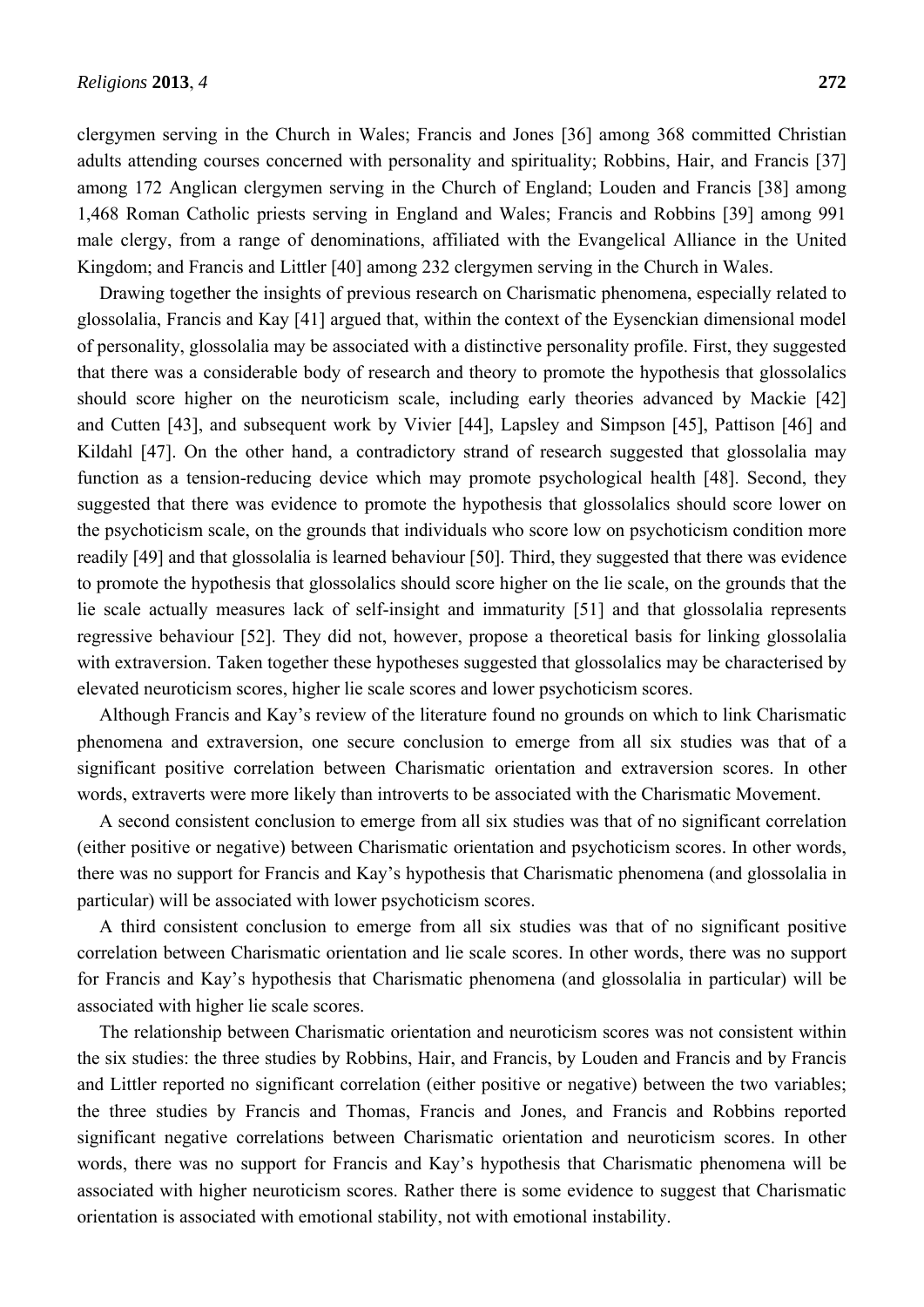clergymen serving in the Church in Wales; Francis and Jones [36] among 368 committed Christian adults attending courses concerned with personality and spirituality; Robbins, Hair, and Francis [37] among 172 Anglican clergymen serving in the Church of England; Louden and Francis [38] among 1,468 Roman Catholic priests serving in England and Wales; Francis and Robbins [39] among 991 male clergy, from a range of denominations, affiliated with the Evangelical Alliance in the United Kingdom; and Francis and Littler [40] among 232 clergymen serving in the Church in Wales.

Drawing together the insights of previous research on Charismatic phenomena, especially related to glossolalia, Francis and Kay [41] argued that, within the context of the Eysenckian dimensional model of personality, glossolalia may be associated with a distinctive personality profile. First, they suggested that there was a considerable body of research and theory to promote the hypothesis that glossolalics should score higher on the neuroticism scale, including early theories advanced by Mackie [42] and Cutten [43], and subsequent work by Vivier [44], Lapsley and Simpson [45], Pattison [46] and Kildahl [47]. On the other hand, a contradictory strand of research suggested that glossolalia may function as a tension-reducing device which may promote psychological health [48]. Second, they suggested that there was evidence to promote the hypothesis that glossolalics should score lower on the psychoticism scale, on the grounds that individuals who score low on psychoticism condition more readily [49] and that glossolalia is learned behaviour [50]. Third, they suggested that there was evidence to promote the hypothesis that glossolalics should score higher on the lie scale, on the grounds that the lie scale actually measures lack of self-insight and immaturity [51] and that glossolalia represents regressive behaviour [52]. They did not, however, propose a theoretical basis for linking glossolalia with extraversion. Taken together these hypotheses suggested that glossolalics may be characterised by elevated neuroticism scores, higher lie scale scores and lower psychoticism scores.

Although Francis and Kay's review of the literature found no grounds on which to link Charismatic phenomena and extraversion, one secure conclusion to emerge from all six studies was that of a significant positive correlation between Charismatic orientation and extraversion scores. In other words, extraverts were more likely than introverts to be associated with the Charismatic Movement.

A second consistent conclusion to emerge from all six studies was that of no significant correlation (either positive or negative) between Charismatic orientation and psychoticism scores. In other words, there was no support for Francis and Kay's hypothesis that Charismatic phenomena (and glossolalia in particular) will be associated with lower psychoticism scores.

A third consistent conclusion to emerge from all six studies was that of no significant positive correlation between Charismatic orientation and lie scale scores. In other words, there was no support for Francis and Kay's hypothesis that Charismatic phenomena (and glossolalia in particular) will be associated with higher lie scale scores.

The relationship between Charismatic orientation and neuroticism scores was not consistent within the six studies: the three studies by Robbins, Hair, and Francis, by Louden and Francis and by Francis and Littler reported no significant correlation (either positive or negative) between the two variables; the three studies by Francis and Thomas, Francis and Jones, and Francis and Robbins reported significant negative correlations between Charismatic orientation and neuroticism scores. In other words, there was no support for Francis and Kay's hypothesis that Charismatic phenomena will be associated with higher neuroticism scores. Rather there is some evidence to suggest that Charismatic orientation is associated with emotional stability, not with emotional instability.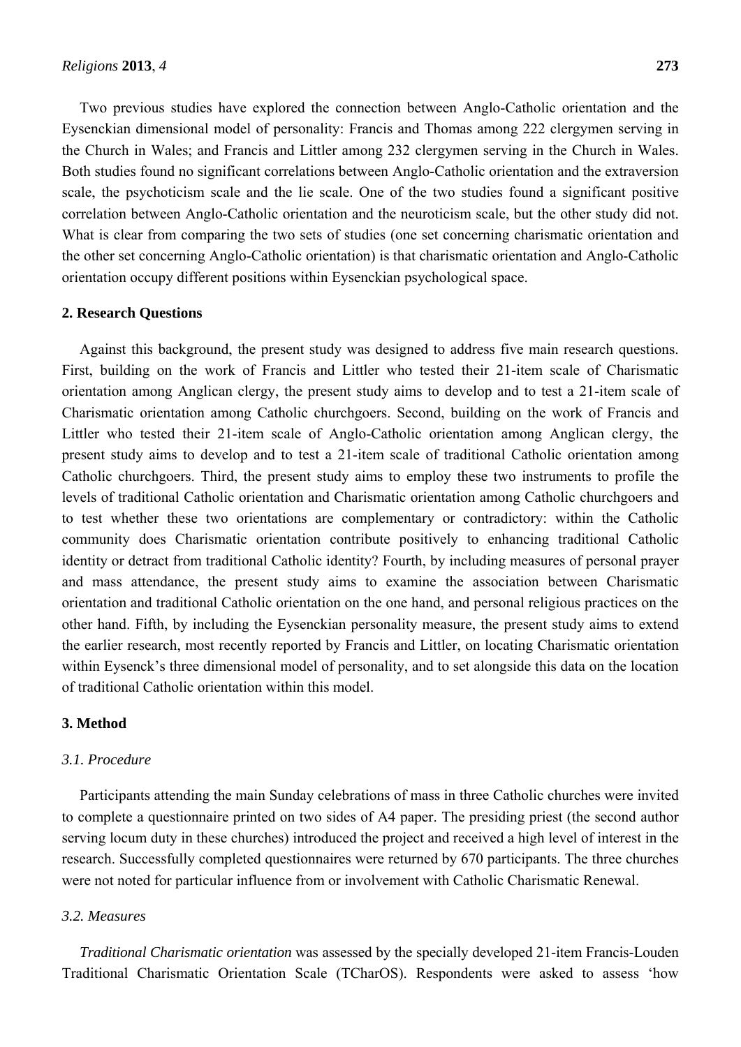Two previous studies have explored the connection between Anglo-Catholic orientation and the Eysenckian dimensional model of personality: Francis and Thomas among 222 clergymen serving in the Church in Wales; and Francis and Littler among 232 clergymen serving in the Church in Wales. Both studies found no significant correlations between Anglo-Catholic orientation and the extraversion scale, the psychoticism scale and the lie scale. One of the two studies found a significant positive correlation between Anglo-Catholic orientation and the neuroticism scale, but the other study did not. What is clear from comparing the two sets of studies (one set concerning charismatic orientation and the other set concerning Anglo-Catholic orientation) is that charismatic orientation and Anglo-Catholic orientation occupy different positions within Eysenckian psychological space.

## 2. Research Questions

Against this background, the present study was designed to address five main research questions. First, building on the work of Francis and Littler who tested their 21-item scale of Charismatic orientation among Anglican clergy, the present study aims to develop and to test a 21-item scale of Charismatic orientation among Catholic churchgoers. Second, building on the work of Francis and Littler who tested their 21-item scale of Anglo-Catholic orientation among Anglican clergy, the present study aims to develop and to test a 21-item scale of traditional Catholic orientation among Catholic churchgoers. Third, the present study aims to employ these two instruments to profile the levels of traditional Catholic orientation and Charismatic orientation among Catholic churchgoers and to test whether these two orientations are complementary or contradictory: within the Catholic community does Charismatic orientation contribute positively to enhancing traditional Catholic identity or detract from traditional Catholic identity? Fourth, by including measures of personal prayer and mass attendance, the present study aims to examine the association between Charismatic orientation and traditional Catholic orientation on the one hand, and personal religious practices on the other hand. Fifth, by including the Eysenckian personality measure, the present study aims to extend the earlier research, most recently reported by Francis and Littler, on locating Charismatic orientation within Eysenck's three dimensional model of personality, and to set alongside this data on the location of traditional Catholic orientation within this model.

## 3. Method

### 3.1. Procedure

Participants attending the main Sunday celebrations of mass in three Catholic churches were invited to complete a questionnaire printed on two sides of A4 paper. The presiding priest (the second author serving locum duty in these churches) introduced the project and received a high level of interest in the research. Successfully completed questionnaires were returned by 670 participants. The three churches were not noted for particular influence from or involvement with Catholic Charismatic Renewal.

### 3.2. Measures

*Traditional Charismatic orientation* was assessed by the specially developed 21-item Francis-Louden Traditional Charismatic Orientation Scale (TCharOS). Respondents were asked to assess 'how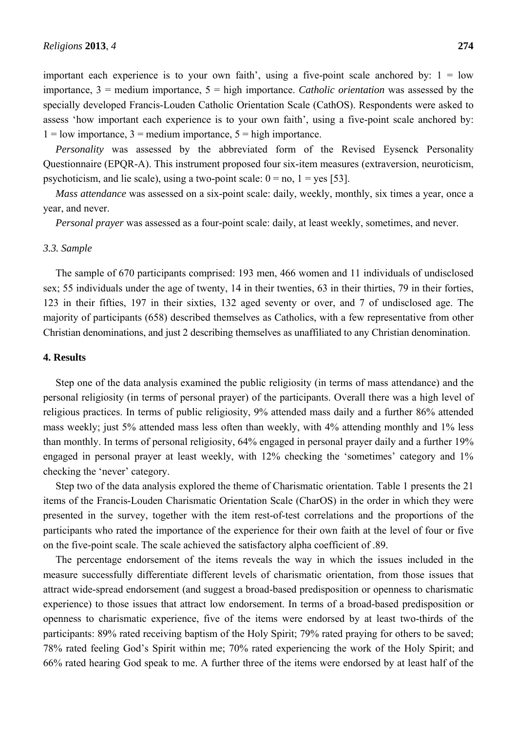important each experience is to your own faith', using a five-point scale anchored by: 1 = low importance, 3 = medium importance, 5 = high importance. *Catholic orientation* was assessed by the specially developed Francis-Louden Catholic Orientation Scale (CathOS). Respondents were asked to assess 'how important each experience is to your own faith', using a five-point scale anchored by: 1 = low importance, 3 = medium importance, 5 = high importance.

*Personality* was assessed by the abbreviated form of the Revised Eysenck Personality Questionnaire (EPQR-A). This instrument proposed four six-item measures (extraversion, neuroticism, psychoticism, and lie scale), using a two-point scale: 0 = no, 1 = yes [53].

*Mass attendance* was assessed on a six-point scale: daily, weekly, monthly, six times a year, once a year, and never.

*Personal prayer* was assessed as a four-point scale: daily, at least weekly, sometimes, and never.

### *3.3. Sample*

The sample of 670 participants comprised: 193 men, 466 women and 11 individuals of undisclosed sex; 55 individuals under the age of twenty, 14 in their twenties, 63 in their thirties, 79 in their forties, 123 in their fifties, 197 in their sixties, 132 aged seventy or over, and 7 of undisclosed age. The majority of participants (658) described themselves as Catholics, with a few representative from other Christian denominations, and just 2 describing themselves as unaffiliated to any Christian denomination.

## **4. Results**

Step one of the data analysis examined the public religiosity (in terms of mass attendance) and the personal religiosity (in terms of personal prayer) of the participants. Overall there was a high level of religious practices. In terms of public religiosity, 9% attended mass daily and a further 86% attended mass weekly; just 5% attended mass less often than weekly, with 4% attending monthly and 1% less than monthly. In terms of personal religiosity, 64% engaged in personal prayer daily and a further 19% engaged in personal prayer at least weekly, with 12% checking the 'sometimes' category and 1% checking the 'never' category.

Step two of the data analysis explored the theme of Charismatic orientation. Table 1 presents the 21 items of the Francis-Louden Charismatic Orientation Scale (CharOS) in the order in which they were presented in the survey, together with the item rest-of-test correlations and the proportions of the participants who rated the importance of the experience for their own faith at the level of four or five on the five-point scale. The scale achieved the satisfactory alpha coefficient of .89.

The percentage endorsement of the items reveals the way in which the issues included in the measure successfully differentiate different levels of charismatic orientation, from those issues that attract wide-spread endorsement (and suggest a broad-based predisposition or openness to charismatic experience) to those issues that attract low endorsement. In terms of a broad-based predisposition or openness to charismatic experience, five of the items were endorsed by at least two-thirds of the participants: 89% rated receiving baptism of the Holy Spirit; 79% rated praying for others to be saved; 78% rated feeling God's Spirit within me; 70% rated experiencing the work of the Holy Spirit; and 66% rated hearing God speak to me. A further three of the items were endorsed by at least half of the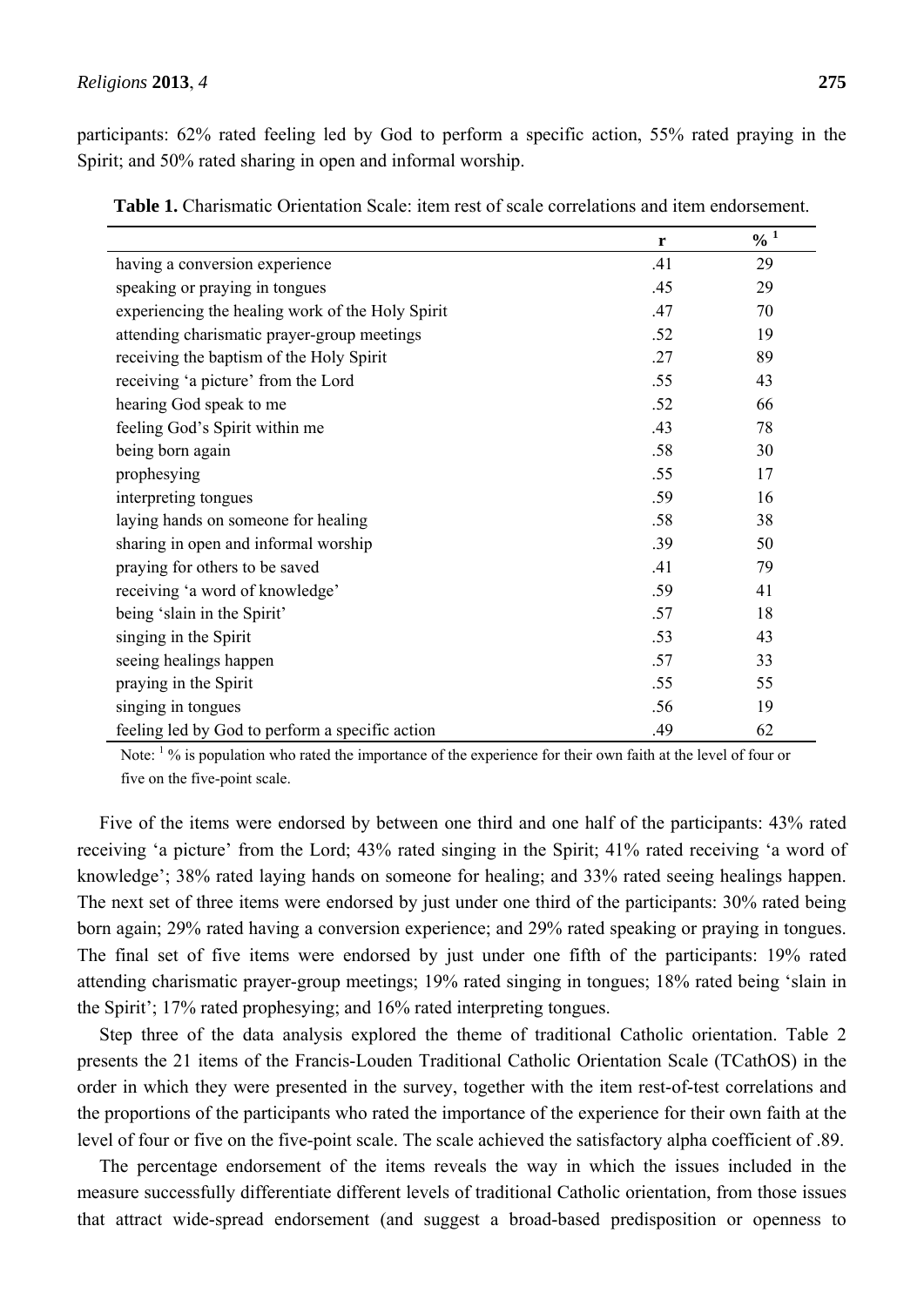participants: 62% rated feeling led by God to perform a specific action, 55% rated praying in the Spirit; and 50% rated sharing in open and informal worship.

**Table 1.** Charismatic Orientation Scale: item rest of scale correlations and item endorsement.

| | r | % [1] |
|---|---|---|
| having a conversion experience | .41 | 29 |
| speaking or praying in tongues | .45 | 29 |
| experiencing the healing work of the Holy Spirit | .47 | 70 |
| attending charismatic prayer-group meetings | .52 | 19 |
| receiving the baptism of the Holy Spirit | .27 | 89 |
| receiving 'a picture' from the Lord | .55 | 43 |
| hearing God speak to me | .52 | 66 |
| feeling God's Spirit within me | .43 | 78 |
| being born again | .58 | 30 |
| prophesying | .55 | 17 |
| interpreting tongues | .59 | 16 |
| laying hands on someone for healing | .58 | 38 |
| sharing in open and informal worship | .39 | 50 |
| praying for others to be saved | .41 | 79 |
| receiving 'a word of knowledge' | .59 | 41 |
| being 'slain in the Spirit' | .57 | 18 |
| singing in the Spirit | .53 | 43 |
| seeing healings happen | .57 | 33 |
| praying in the Spirit | .55 | 55 |
| singing in tongues | .56 | 19 |
| feeling led by God to perform a specific action | .49 | 62 |

Note: [1] % is population who rated the importance of the experience for their own faith at the level of four or five on the five-point scale.

Five of the items were endorsed by between one third and one half of the participants: 43% rated receiving 'a picture' from the Lord; 43% rated singing in the Spirit; 41% rated receiving 'a word of knowledge'; 38% rated laying hands on someone for healing; and 33% rated seeing healings happen. The next set of three items were endorsed by just under one third of the participants: 30% rated being born again; 29% rated having a conversion experience; and 29% rated speaking or praying in tongues. The final set of five items were endorsed by just under one fifth of the participants: 19% rated attending charismatic prayer-group meetings; 19% rated singing in tongues; 18% rated being 'slain in the Spirit'; 17% rated prophesying; and 16% rated interpreting tongues.

Step three of the data analysis explored the theme of traditional Catholic orientation. Table 2 presents the 21 items of the Francis-Louden Traditional Catholic Orientation Scale (TCathOS) in the order in which they were presented in the survey, together with the item rest-of-test correlations and the proportions of the participants who rated the importance of the experience for their own faith at the level of four or five on the five-point scale. The scale achieved the satisfactory alpha coefficient of .89.

The percentage endorsement of the items reveals the way in which the issues included in the measure successfully differentiate different levels of traditional Catholic orientation, from those issues that attract wide-spread endorsement (and suggest a broad-based predisposition or openness to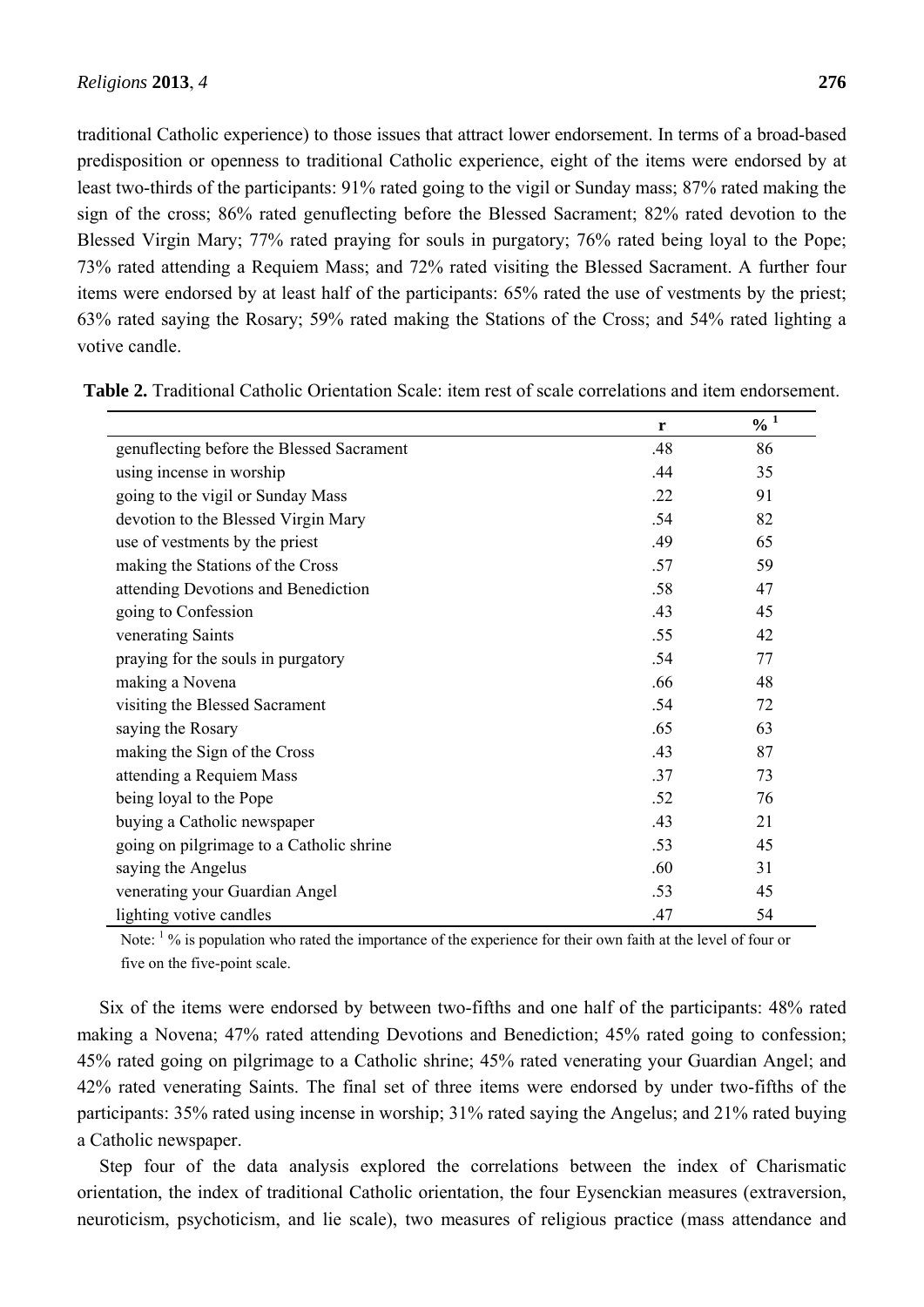traditional Catholic experience) to those issues that attract lower endorsement. In terms of a broad-based predisposition or openness to traditional Catholic experience, eight of the items were endorsed by at least two-thirds of the participants: 91% rated going to the vigil or Sunday mass; 87% rated making the sign of the cross; 86% rated genuflecting before the Blessed Sacrament; 82% rated devotion to the Blessed Virgin Mary; 77% rated praying for souls in purgatory; 76% rated being loyal to the Pope; 73% rated attending a Requiem Mass; and 72% rated visiting the Blessed Sacrament. A further four items were endorsed by at least half of the participants: 65% rated the use of vestments by the priest; 63% rated saying the Rosary; 59% rated making the Stations of the Cross; and 54% rated lighting a votive candle.

**Table 2.** Traditional Catholic Orientation Scale: item rest of scale correlations and item endorsement.

| | r | % [1] |
|---|---|---|
| genuflecting before the Blessed Sacrament | .48 | 86 |
| using incense in worship | .44 | 35 |
| going to the vigil or Sunday Mass | .22 | 91 |
| devotion to the Blessed Virgin Mary | .54 | 82 |
| use of vestments by the priest | .49 | 65 |
| making the Stations of the Cross | .57 | 59 |
| attending Devotions and Benediction | .58 | 47 |
| going to Confession | .43 | 45 |
| venerating Saints | .55 | 42 |
| praying for the souls in purgatory | .54 | 77 |
| making a Novena | .66 | 48 |
| visiting the Blessed Sacrament | .54 | 72 |
| saying the Rosary | .65 | 63 |
| making the Sign of the Cross | .43 | 87 |
| attending a Requiem Mass | .37 | 73 |
| being loyal to the Pope | .52 | 76 |
| buying a Catholic newspaper | .43 | 21 |
| going on pilgrimage to a Catholic shrine | .53 | 45 |
| saying the Angelus | .60 | 31 |
| venerating your Guardian Angel | .53 | 45 |
| lighting votive candles | .47 | 54 |

Note: [1] % is population who rated the importance of the experience for their own faith at the level of four or five on the five-point scale.

Six of the items were endorsed by between two-fifths and one half of the participants: 48% rated making a Novena; 47% rated attending Devotions and Benediction; 45% rated going to confession; 45% rated going on pilgrimage to a Catholic shrine; 45% rated venerating your Guardian Angel; and 42% rated venerating Saints. The final set of three items were endorsed by under two-fifths of the participants: 35% rated using incense in worship; 31% rated saying the Angelus; and 21% rated buying a Catholic newspaper.

Step four of the data analysis explored the correlations between the index of Charismatic orientation, the index of traditional Catholic orientation, the four Eysenckian measures (extraversion, neuroticism, psychoticism, and lie scale), two measures of religious practice (mass attendance and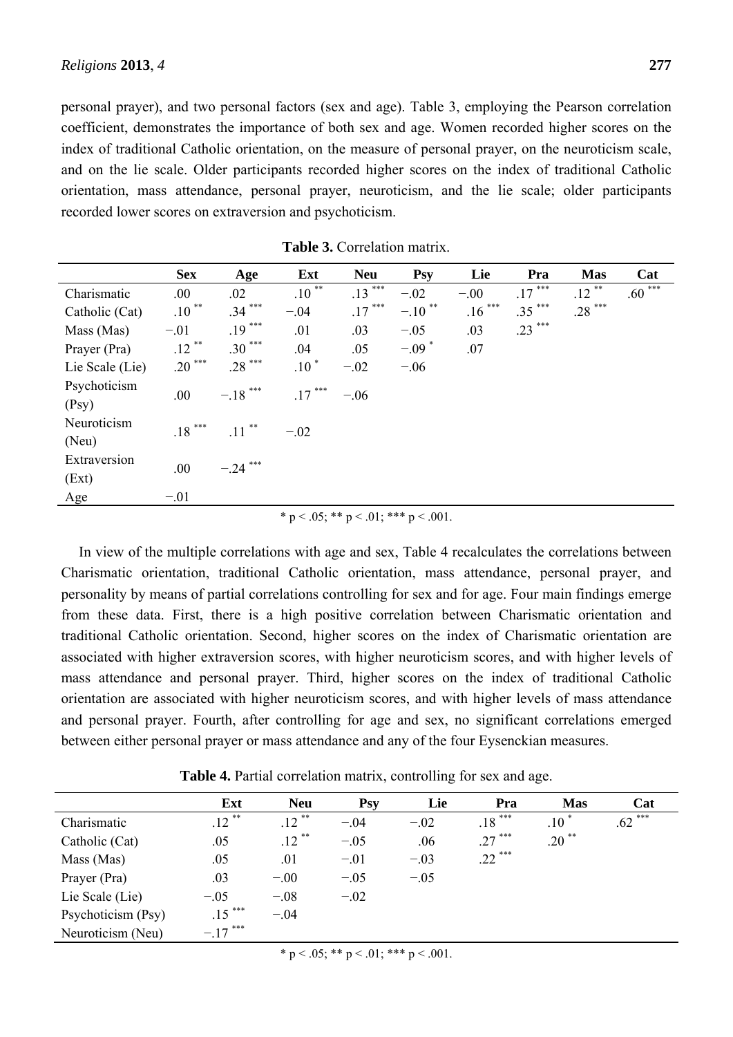personal prayer), and two personal factors (sex and age). Table 3, employing the Pearson correlation coefficient, demonstrates the importance of both sex and age. Women recorded higher scores on the index of traditional Catholic orientation, on the measure of personal prayer, on the neuroticism scale, and on the lie scale. Older participants recorded higher scores on the index of traditional Catholic orientation, mass attendance, personal prayer, neuroticism, and the lie scale; older participants recorded lower scores on extraversion and psychoticism.

**Table 3.** Correlation matrix.

| | Sex | Age | Ext | Neu | Psy | Lie | Pra | Mas | Cat |
|---|---|---|---|---|---|---|---|---|---|
| Charismatic | .00 | .02 | .10 ** | .13 *** | −.02 | −.00 | .17 *** | .12 ** | .60 *** |
| Catholic (Cat) | .10 ** | .34 *** | −.04 | .17 *** | −.10 ** | .16 *** | .35 *** | .28 *** | |
| Mass (Mas) | −.01 | .19 *** | .01 | .03 | −.05 | .03 | .23 *** | | |
| Prayer (Pra) | .12 ** | .30 *** | .04 | .05 | −.09 * | .07 | | | |
| Lie Scale (Lie) | .20 *** | .28 *** | .10 * | −.02 | −.06 | | | | |
| Psychoticism (Psy) | .00 | −.18 *** | .17 *** | −.06 | | | | | |
| Neuroticism (Neu) | .18 *** | .11 ** | −.02 | | | | | | |
| Extraversion (Ext) | .00 | −.24 *** | | | | | | | |
| Age | −.01 | | | | | | | | |

* p < .05; ** p < .01; *** p < .001.

In view of the multiple correlations with age and sex, Table 4 recalculates the correlations between Charismatic orientation, traditional Catholic orientation, mass attendance, personal prayer, and personality by means of partial correlations controlling for sex and for age. Four main findings emerge from these data. First, there is a high positive correlation between Charismatic orientation and traditional Catholic orientation. Second, higher scores on the index of Charismatic orientation are associated with higher extraversion scores, with higher neuroticism scores, and with higher levels of mass attendance and personal prayer. Third, higher scores on the index of traditional Catholic orientation are associated with higher neuroticism scores, and with higher levels of mass attendance and personal prayer. Fourth, after controlling for age and sex, no significant correlations emerged between either personal prayer or mass attendance and any of the four Eysenckian measures.

**Table 4.** Partial correlation matrix, controlling for sex and age.

| | Ext | Neu | Psy | Lie | Pra | Mas | Cat |
|---|---|---|---|---|---|---|---|
| Charismatic | .12 ** | .12 ** | −.04 | −.02 | .18 *** | .10 * | .62 *** |
| Catholic (Cat) | .05 | .12 ** | −.05 | .06 | .27 *** | .20 ** | |
| Mass (Mas) | .05 | .01 | −.01 | −.03 | .22 *** | | |
| Prayer (Pra) | .03 | −.00 | −.05 | −.05 | | | |
| Lie Scale (Lie) | −.05 | −.08 | −.02 | | | | |
| Psychoticism (Psy) | .15 *** | −.04 | | | | | |
| Neuroticism (Neu) | −.17 *** | | | | | | |

* p < .05; ** p < .01; *** p < .001.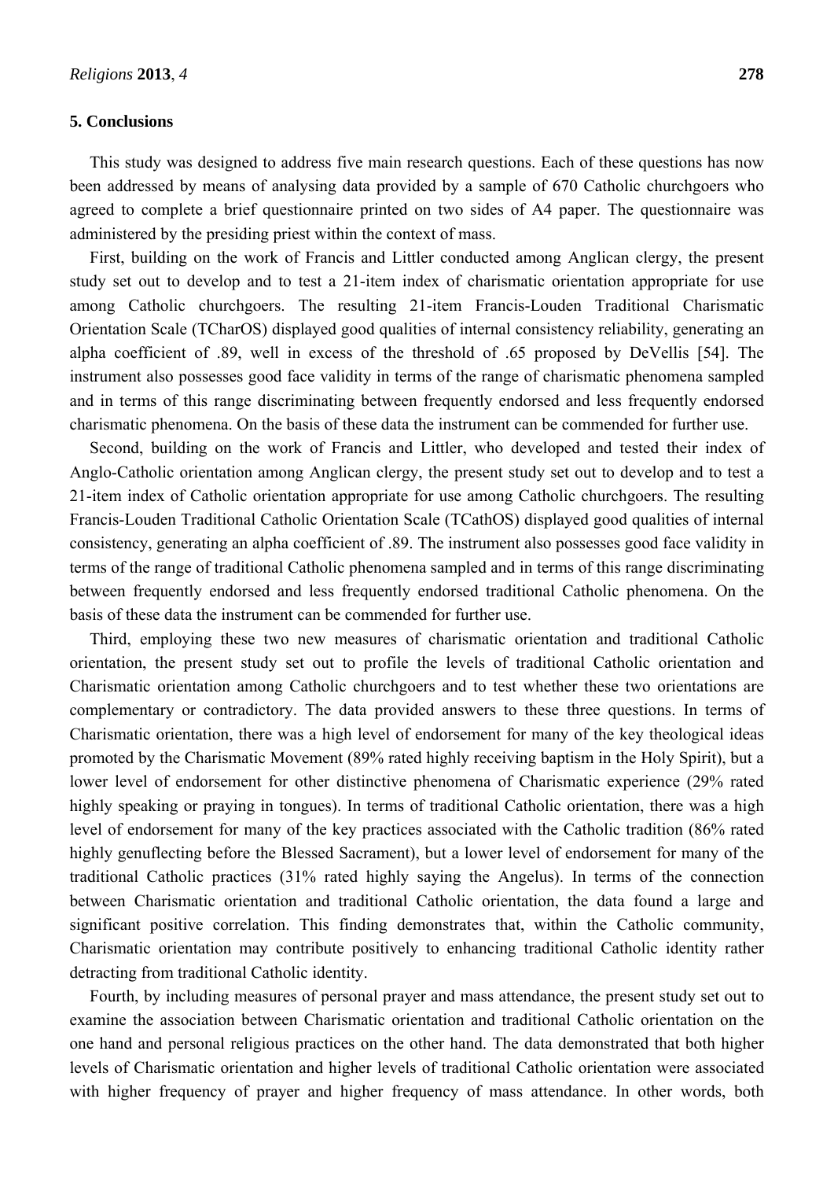## 5. Conclusions

This study was designed to address five main research questions. Each of these questions has now been addressed by means of analysing data provided by a sample of 670 Catholic churchgoers who agreed to complete a brief questionnaire printed on two sides of A4 paper. The questionnaire was administered by the presiding priest within the context of mass.

First, building on the work of Francis and Littler conducted among Anglican clergy, the present study set out to develop and to test a 21-item index of charismatic orientation appropriate for use among Catholic churchgoers. The resulting 21-item Francis-Louden Traditional Charismatic Orientation Scale (TCharOS) displayed good qualities of internal consistency reliability, generating an alpha coefficient of .89, well in excess of the threshold of .65 proposed by DeVellis [54]. The instrument also possesses good face validity in terms of the range of charismatic phenomena sampled and in terms of this range discriminating between frequently endorsed and less frequently endorsed charismatic phenomena. On the basis of these data the instrument can be commended for further use.

Second, building on the work of Francis and Littler, who developed and tested their index of Anglo-Catholic orientation among Anglican clergy, the present study set out to develop and to test a 21-item index of Catholic orientation appropriate for use among Catholic churchgoers. The resulting Francis-Louden Traditional Catholic Orientation Scale (TCathOS) displayed good qualities of internal consistency, generating an alpha coefficient of .89. The instrument also possesses good face validity in terms of the range of traditional Catholic phenomena sampled and in terms of this range discriminating between frequently endorsed and less frequently endorsed traditional Catholic phenomena. On the basis of these data the instrument can be commended for further use.

Third, employing these two new measures of charismatic orientation and traditional Catholic orientation, the present study set out to profile the levels of traditional Catholic orientation and Charismatic orientation among Catholic churchgoers and to test whether these two orientations are complementary or contradictory. The data provided answers to these three questions. In terms of Charismatic orientation, there was a high level of endorsement for many of the key theological ideas promoted by the Charismatic Movement (89% rated highly receiving baptism in the Holy Spirit), but a lower level of endorsement for other distinctive phenomena of Charismatic experience (29% rated highly speaking or praying in tongues). In terms of traditional Catholic orientation, there was a high level of endorsement for many of the key practices associated with the Catholic tradition (86% rated highly genuflecting before the Blessed Sacrament), but a lower level of endorsement for many of the traditional Catholic practices (31% rated highly saying the Angelus). In terms of the connection between Charismatic orientation and traditional Catholic orientation, the data found a large and significant positive correlation. This finding demonstrates that, within the Catholic community, Charismatic orientation may contribute positively to enhancing traditional Catholic identity rather detracting from traditional Catholic identity.

Fourth, by including measures of personal prayer and mass attendance, the present study set out to examine the association between Charismatic orientation and traditional Catholic orientation on the one hand and personal religious practices on the other hand. The data demonstrated that both higher levels of Charismatic orientation and higher levels of traditional Catholic orientation were associated with higher frequency of prayer and higher frequency of mass attendance. In other words, both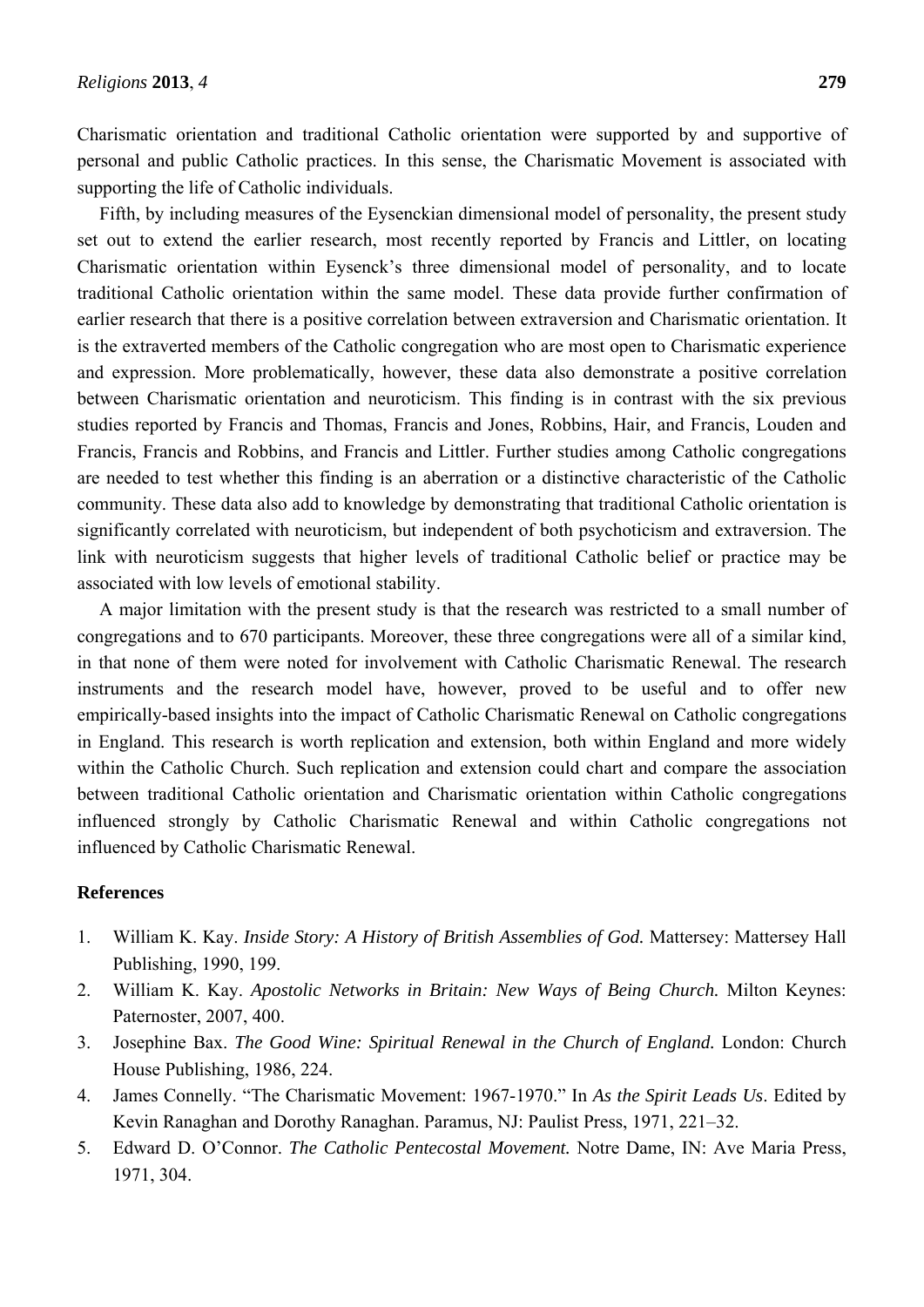Charismatic orientation and traditional Catholic orientation were supported by and supportive of personal and public Catholic practices. In this sense, the Charismatic Movement is associated with supporting the life of Catholic individuals.

Fifth, by including measures of the Eysenckian dimensional model of personality, the present study set out to extend the earlier research, most recently reported by Francis and Littler, on locating Charismatic orientation within Eysenck's three dimensional model of personality, and to locate traditional Catholic orientation within the same model. These data provide further confirmation of earlier research that there is a positive correlation between extraversion and Charismatic orientation. It is the extraverted members of the Catholic congregation who are most open to Charismatic experience and expression. More problematically, however, these data also demonstrate a positive correlation between Charismatic orientation and neuroticism. This finding is in contrast with the six previous studies reported by Francis and Thomas, Francis and Jones, Robbins, Hair, and Francis, Louden and Francis, Francis and Robbins, and Francis and Littler. Further studies among Catholic congregations are needed to test whether this finding is an aberration or a distinctive characteristic of the Catholic community. These data also add to knowledge by demonstrating that traditional Catholic orientation is significantly correlated with neuroticism, but independent of both psychoticism and extraversion. The link with neuroticism suggests that higher levels of traditional Catholic belief or practice may be associated with low levels of emotional stability.

A major limitation with the present study is that the research was restricted to a small number of congregations and to 670 participants. Moreover, these three congregations were all of a similar kind, in that none of them were noted for involvement with Catholic Charismatic Renewal. The research instruments and the research model have, however, proved to be useful and to offer new empirically-based insights into the impact of Catholic Charismatic Renewal on Catholic congregations in England. This research is worth replication and extension, both within England and more widely within the Catholic Church. Such replication and extension could chart and compare the association between traditional Catholic orientation and Charismatic orientation within Catholic congregations influenced strongly by Catholic Charismatic Renewal and within Catholic congregations not influenced by Catholic Charismatic Renewal.

## References

1. William K. Kay. *Inside Story: A History of British Assemblies of God.* Mattersey: Mattersey Hall Publishing, 1990, 199.
2. William K. Kay. *Apostolic Networks in Britain: New Ways of Being Church.* Milton Keynes: Paternoster, 2007, 400.
3. Josephine Bax. *The Good Wine: Spiritual Renewal in the Church of England.* London: Church House Publishing, 1986, 224.
4. James Connelly. "The Charismatic Movement: 1967-1970." In *As the Spirit Leads Us*. Edited by Kevin Ranaghan and Dorothy Ranaghan. Paramus, NJ: Paulist Press, 1971, 221–32.
5. Edward D. O'Connor. *The Catholic Pentecostal Movement.* Notre Dame, IN: Ave Maria Press, 1971, 304.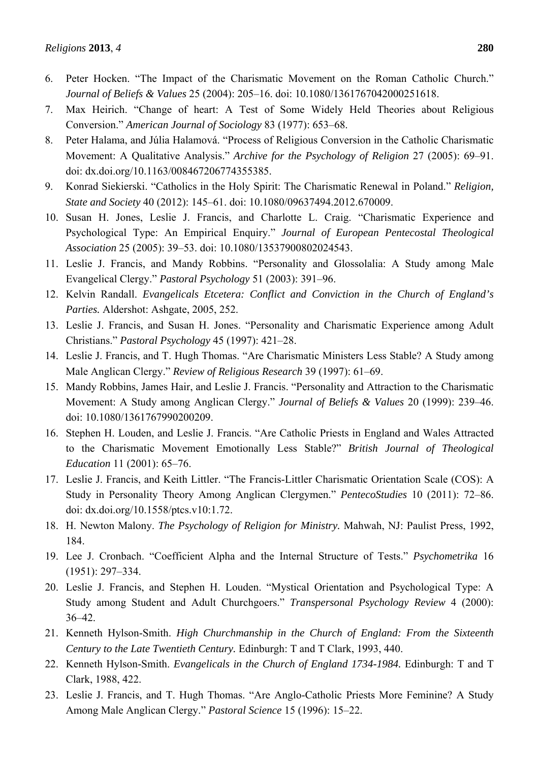6. Peter Hocken. "The Impact of the Charismatic Movement on the Roman Catholic Church." *Journal of Beliefs & Values* 25 (2004): 205–16. doi: 10.1080/1361767042000251618.
7. Max Heirich. "Change of heart: A Test of Some Widely Held Theories about Religious Conversion." *American Journal of Sociology* 83 (1977): 653–68.
8. Peter Halama, and Júlia Halamová. "Process of Religious Conversion in the Catholic Charismatic Movement: A Qualitative Analysis." *Archive for the Psychology of Religion* 27 (2005): 69–91. doi: dx.doi.org/10.1163/008467206774355385.
9. Konrad Siekierski. "Catholics in the Holy Spirit: The Charismatic Renewal in Poland." *Religion, State and Society* 40 (2012): 145–61. doi: 10.1080/09637494.2012.670009.
10. Susan H. Jones, Leslie J. Francis, and Charlotte L. Craig. "Charismatic Experience and Psychological Type: An Empirical Enquiry." *Journal of European Pentecostal Theological Association* 25 (2005): 39–53. doi: 10.1080/13537900802024543.
11. Leslie J. Francis, and Mandy Robbins. "Personality and Glossolalia: A Study among Male Evangelical Clergy." *Pastoral Psychology* 51 (2003): 391–96.
12. Kelvin Randall. *Evangelicals Etcetera: Conflict and Conviction in the Church of England's Parties.* Aldershot: Ashgate, 2005, 252.
13. Leslie J. Francis, and Susan H. Jones. "Personality and Charismatic Experience among Adult Christians." *Pastoral Psychology* 45 (1997): 421–28.
14. Leslie J. Francis, and T. Hugh Thomas. "Are Charismatic Ministers Less Stable? A Study among Male Anglican Clergy." *Review of Religious Research* 39 (1997): 61–69.
15. Mandy Robbins, James Hair, and Leslie J. Francis. "Personality and Attraction to the Charismatic Movement: A Study among Anglican Clergy." *Journal of Beliefs & Values* 20 (1999): 239–46. doi: 10.1080/1361767990200209.
16. Stephen H. Louden, and Leslie J. Francis. "Are Catholic Priests in England and Wales Attracted to the Charismatic Movement Emotionally Less Stable?" *British Journal of Theological Education* 11 (2001): 65–76.
17. Leslie J. Francis, and Keith Littler. "The Francis-Littler Charismatic Orientation Scale (COS): A Study in Personality Theory Among Anglican Clergymen." *PentecoStudies* 10 (2011): 72–86. doi: dx.doi.org/10.1558/ptcs.v10:1.72.
18. H. Newton Malony. *The Psychology of Religion for Ministry.* Mahwah, NJ: Paulist Press, 1992, 184.
19. Lee J. Cronbach. "Coefficient Alpha and the Internal Structure of Tests." *Psychometrika* 16 (1951): 297–334.
20. Leslie J. Francis, and Stephen H. Louden. "Mystical Orientation and Psychological Type: A Study among Student and Adult Churchgoers." *Transpersonal Psychology Review* 4 (2000): 36–42.
21. Kenneth Hylson-Smith. *High Churchmanship in the Church of England: From the Sixteenth Century to the Late Twentieth Century.* Edinburgh: T and T Clark, 1993, 440.
22. Kenneth Hylson-Smith. *Evangelicals in the Church of England 1734-1984.* Edinburgh: T and T Clark, 1988, 422.
23. Leslie J. Francis, and T. Hugh Thomas. "Are Anglo-Catholic Priests More Feminine? A Study Among Male Anglican Clergy." *Pastoral Science* 15 (1996): 15–22.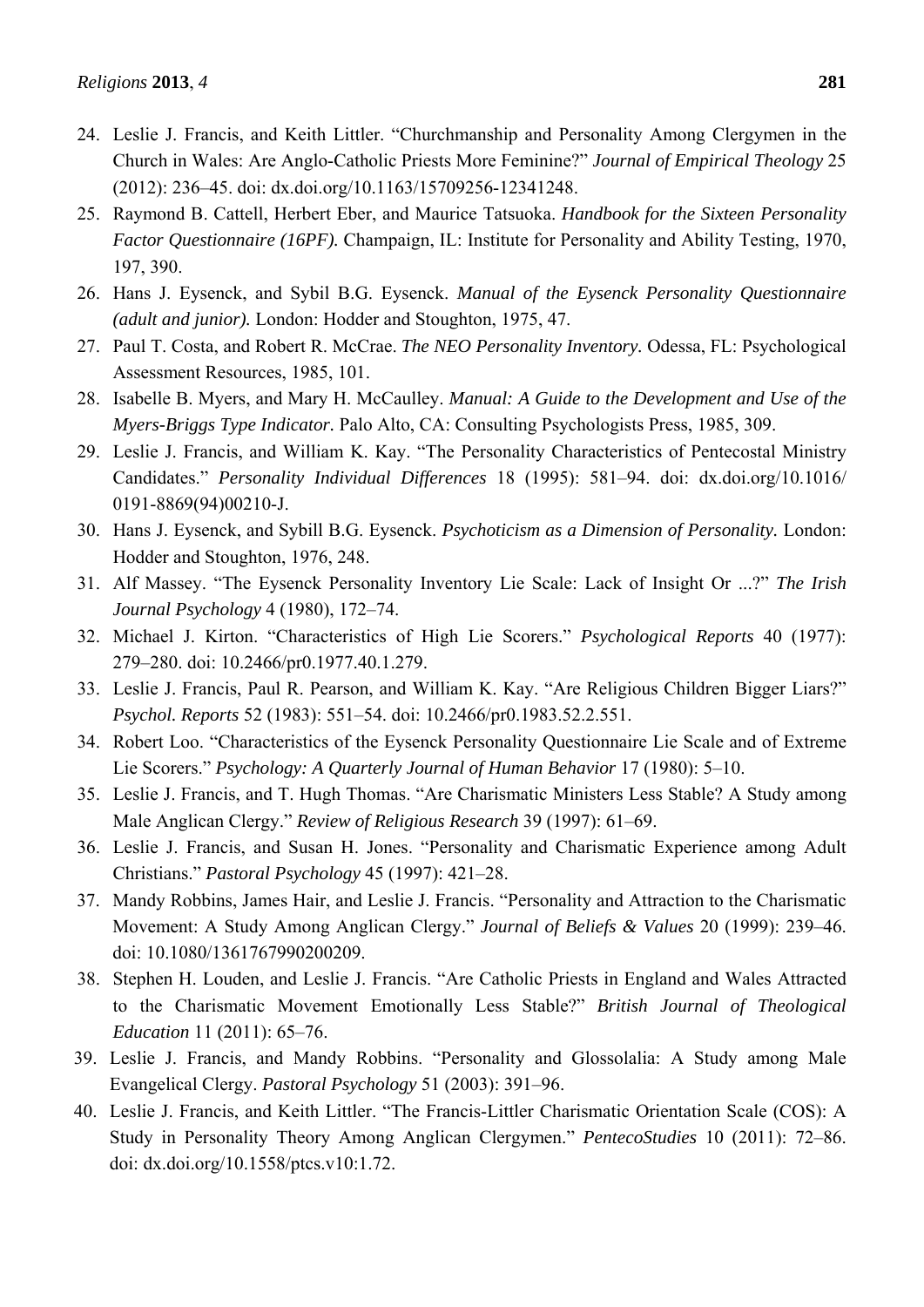24. Leslie J. Francis, and Keith Littler. “Churchmanship and Personality Among Clergymen in the Church in Wales: Are Anglo-Catholic Priests More Feminine?” *Journal of Empirical Theology* 25 (2012): 236–45. doi: dx.doi.org/10.1163/15709256-12341248.
25. Raymond B. Cattell, Herbert Eber, and Maurice Tatsuoka. *Handbook for the Sixteen Personality Factor Questionnaire (16PF).* Champaign, IL: Institute for Personality and Ability Testing, 1970, 197, 390.
26. Hans J. Eysenck, and Sybil B.G. Eysenck. *Manual of the Eysenck Personality Questionnaire (adult and junior).* London: Hodder and Stoughton, 1975, 47.
27. Paul T. Costa, and Robert R. McCrae. *The NEO Personality Inventory.* Odessa, FL: Psychological Assessment Resources, 1985, 101.
28. Isabelle B. Myers, and Mary H. McCaulley. *Manual: A Guide to the Development and Use of the Myers-Briggs Type Indicator.* Palo Alto, CA: Consulting Psychologists Press, 1985, 309.
29. Leslie J. Francis, and William K. Kay. “The Personality Characteristics of Pentecostal Ministry Candidates.” *Personality Individual Differences* 18 (1995): 581–94. doi: dx.doi.org/10.1016/0191-8869(94)00210-J.
30. Hans J. Eysenck, and Sybill B.G. Eysenck. *Psychoticism as a Dimension of Personality.* London: Hodder and Stoughton, 1976, 248.
31. Alf Massey. “The Eysenck Personality Inventory Lie Scale: Lack of Insight Or ...?” *The Irish Journal Psychology* 4 (1980), 172–74.
32. Michael J. Kirton. “Characteristics of High Lie Scorers.” *Psychological Reports* 40 (1977): 279–280. doi: 10.2466/pr0.1977.40.1.279.
33. Leslie J. Francis, Paul R. Pearson, and William K. Kay. “Are Religious Children Bigger Liars?” *Psychol. Reports* 52 (1983): 551–54. doi: 10.2466/pr0.1983.52.2.551.
34. Robert Loo. “Characteristics of the Eysenck Personality Questionnaire Lie Scale and of Extreme Lie Scorers.” *Psychology: A Quarterly Journal of Human Behavior* 17 (1980): 5–10.
35. Leslie J. Francis, and T. Hugh Thomas. “Are Charismatic Ministers Less Stable? A Study among Male Anglican Clergy.” *Review of Religious Research* 39 (1997): 61–69.
36. Leslie J. Francis, and Susan H. Jones. “Personality and Charismatic Experience among Adult Christians.” *Pastoral Psychology* 45 (1997): 421–28.
37. Mandy Robbins, James Hair, and Leslie J. Francis. “Personality and Attraction to the Charismatic Movement: A Study Among Anglican Clergy.” *Journal of Beliefs & Values* 20 (1999): 239–46. doi: 10.1080/1361767990200209.
38. Stephen H. Louden, and Leslie J. Francis. “Are Catholic Priests in England and Wales Attracted to the Charismatic Movement Emotionally Less Stable?” *British Journal of Theological Education* 11 (2011): 65–76.
39. Leslie J. Francis, and Mandy Robbins. “Personality and Glossolalia: A Study among Male Evangelical Clergy. *Pastoral Psychology* 51 (2003): 391–96.
40. Leslie J. Francis, and Keith Littler. “The Francis-Littler Charismatic Orientation Scale (COS): A Study in Personality Theory Among Anglican Clergymen.” *PentecoStudies* 10 (2011): 72–86. doi: dx.doi.org/10.1558/ptcs.v10:1.72.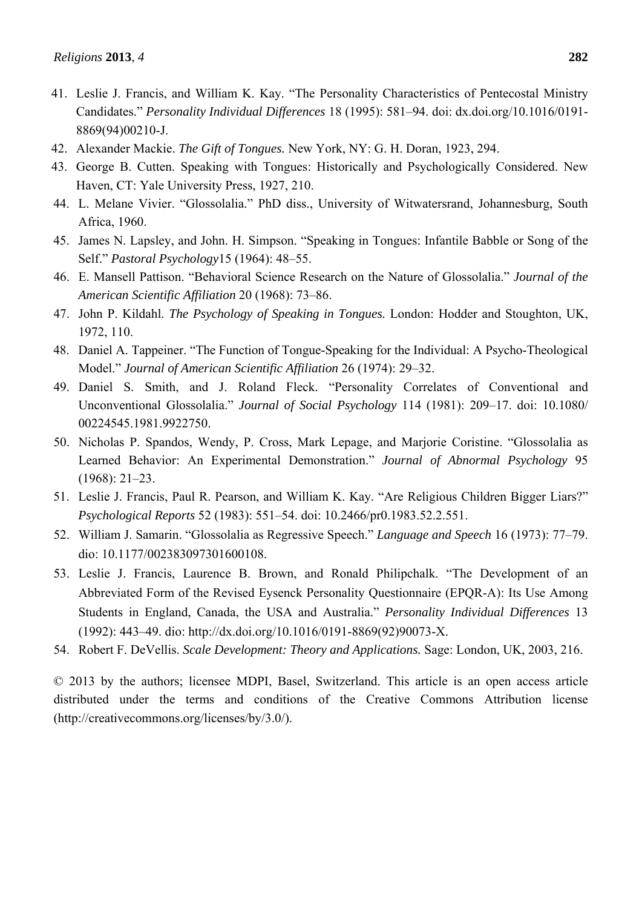41. Leslie J. Francis, and William K. Kay. "The Personality Characteristics of Pentecostal Ministry Candidates." *Personality Individual Differences* 18 (1995): 581–94. doi: dx.doi.org/10.1016/0191-8869(94)00210-J.
42. Alexander Mackie. *The Gift of Tongues.* New York, NY: G. H. Doran, 1923, 294.
43. George B. Cutten. Speaking with Tongues: Historically and Psychologically Considered. New Haven, CT: Yale University Press, 1927, 210.
44. L. Melane Vivier. "Glossolalia." PhD diss., University of Witwatersrand, Johannesburg, South Africa, 1960.
45. James N. Lapsley, and John. H. Simpson. "Speaking in Tongues: Infantile Babble or Song of the Self." *Pastoral Psychology*15 (1964): 48–55.
46. E. Mansell Pattison. "Behavioral Science Research on the Nature of Glossolalia." *Journal of the American Scientific Affiliation* 20 (1968): 73–86.
47. John P. Kildahl. *The Psychology of Speaking in Tongues.* London: Hodder and Stoughton, UK, 1972, 110.
48. Daniel A. Tappeiner. "The Function of Tongue-Speaking for the Individual: A Psycho-Theological Model." *Journal of American Scientific Affiliation* 26 (1974): 29–32.
49. Daniel S. Smith, and J. Roland Fleck. "Personality Correlates of Conventional and Unconventional Glossolalia." *Journal of Social Psychology* 114 (1981): 209–17. doi: 10.1080/00224545.1981.9922750.
50. Nicholas P. Spandos, Wendy, P. Cross, Mark Lepage, and Marjorie Coristine. "Glossolalia as Learned Behavior: An Experimental Demonstration." *Journal of Abnormal Psychology* 95 (1968): 21–23.
51. Leslie J. Francis, Paul R. Pearson, and William K. Kay. "Are Religious Children Bigger Liars?" *Psychological Reports* 52 (1983): 551–54. doi: 10.2466/pr0.1983.52.2.551.
52. William J. Samarin. "Glossolalia as Regressive Speech." *Language and Speech* 16 (1973): 77–79. dio: 10.1177/002383097301600108.
53. Leslie J. Francis, Laurence B. Brown, and Ronald Philipchalk. "The Development of an Abbreviated Form of the Revised Eysenck Personality Questionnaire (EPQR-A): Its Use Among Students in England, Canada, the USA and Australia." *Personality Individual Differences* 13 (1992): 443–49. dio: http://dx.doi.org/10.1016/0191-8869(92)90073-X.
54. Robert F. DeVellis. *Scale Development: Theory and Applications.* Sage: London, UK, 2003, 216.

© 2013 by the authors; licensee MDPI, Basel, Switzerland. This article is an open access article distributed under the terms and conditions of the Creative Commons Attribution license (http://creativecommons.org/licenses/by/3.0/).